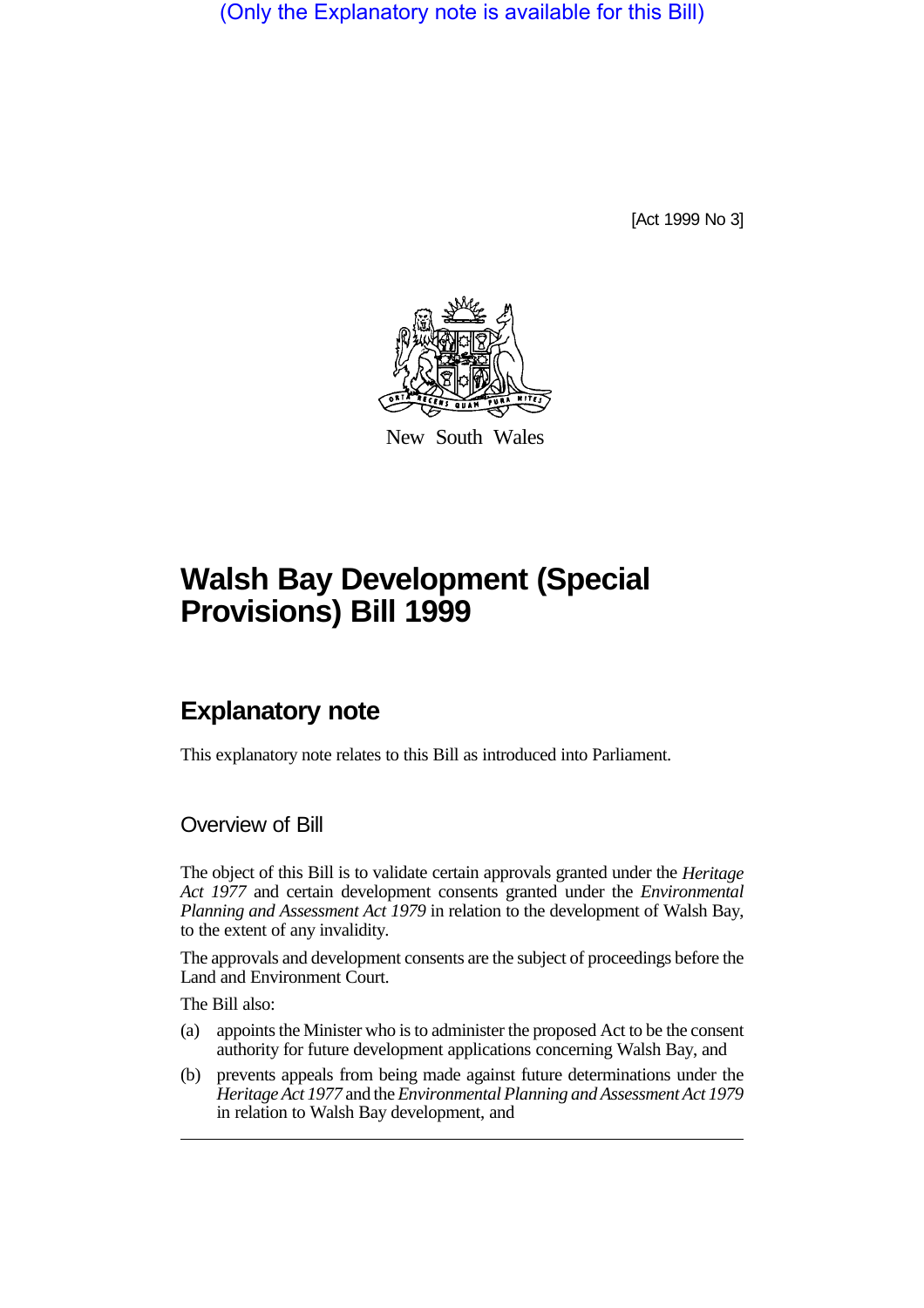(Only the Explanatory note is available for this Bill)

[Act 1999 No 3]

New South Wales

# Walsh Bay Development (Special Provisions) Bill 1999

## Explanatory note

This explanatory note relates to this Bill as introduced into Parliament.

### Overview of Bill

The object of this Bill is to validate certain approvals granted under the *Heritage Act 1977* and certain development consents granted under the *Environmental Planning and Assessment Act 1979* in relation to the development of Walsh Bay, to the extent of any invalidity.

The approvals and development consents are the subject of proceedings before the Land and Environment Court.

The Bill also:

(a) appoints the Minister who is to administer the proposed Act to be the consent authority for future development applications concerning Walsh Bay, and

(b) prevents appeals from being made against future determinations under the *Heritage Act 1977* and the *Environmental Planning and Assessment Act 1979* in relation to Walsh Bay development, and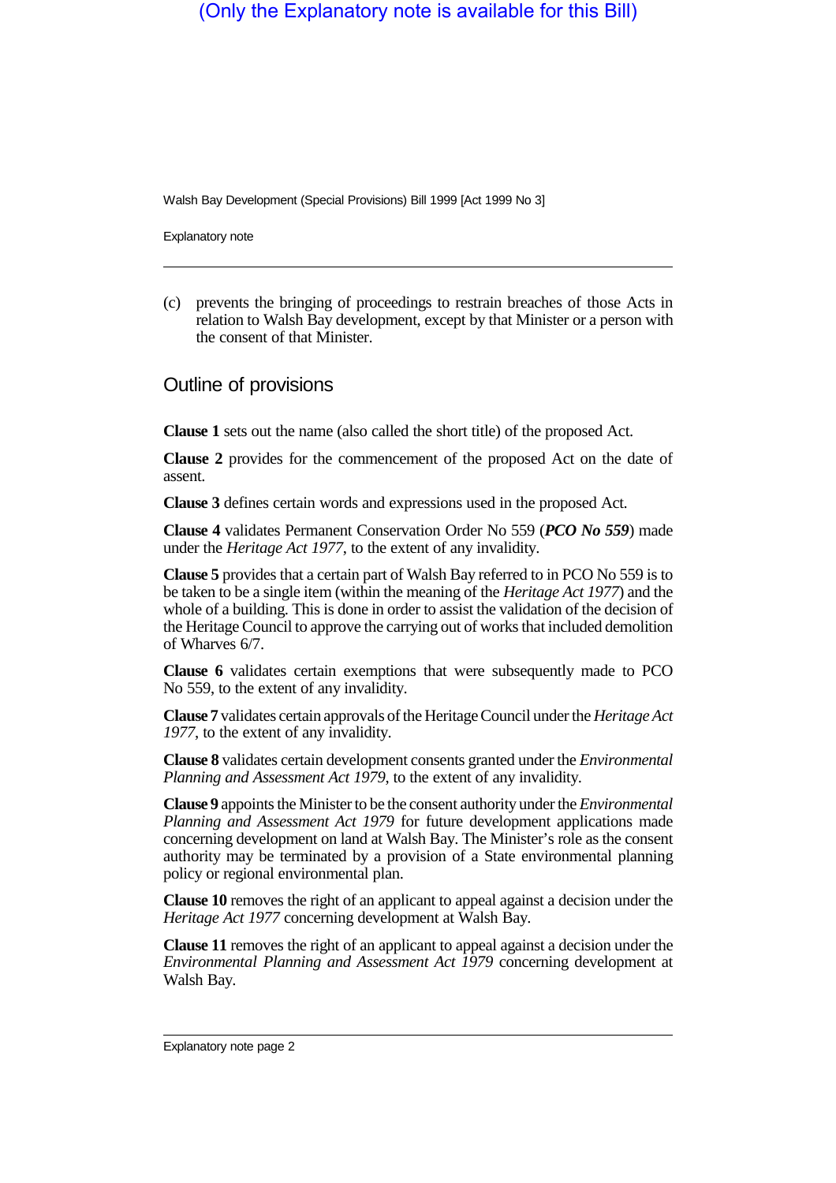(c) prevents the bringing of proceedings to restrain breaches of those Acts in relation to Walsh Bay development, except by that Minister or a person with the consent of that Minister.

## Outline of provisions

**Clause 1** sets out the name (also called the short title) of the proposed Act.

**Clause 2** provides for the commencement of the proposed Act on the date of assent.

**Clause 3** defines certain words and expressions used in the proposed Act.

**Clause 4** validates Permanent Conservation Order No 559 (***PCO No 559***) made under the *Heritage Act 1977*, to the extent of any invalidity.

**Clause 5** provides that a certain part of Walsh Bay referred to in PCO No 559 is to be taken to be a single item (within the meaning of the *Heritage Act 1977*) and the whole of a building. This is done in order to assist the validation of the decision of the Heritage Council to approve the carrying out of works that included demolition of Wharves 6/7.

**Clause 6** validates certain exemptions that were subsequently made to PCO No 559, to the extent of any invalidity.

**Clause 7** validates certain approvals of the Heritage Council under the *Heritage Act 1977*, to the extent of any invalidity.

**Clause 8** validates certain development consents granted under the *Environmental Planning and Assessment Act 1979*, to the extent of any invalidity.

**Clause 9** appoints the Minister to be the consent authority under the *Environmental Planning and Assessment Act 1979* for future development applications made concerning development on land at Walsh Bay. The Minister's role as the consent authority may be terminated by a provision of a State environmental planning policy or regional environmental plan.

**Clause 10** removes the right of an applicant to appeal against a decision under the *Heritage Act 1977* concerning development at Walsh Bay.

**Clause 11** removes the right of an applicant to appeal against a decision under the *Environmental Planning and Assessment Act 1979* concerning development at Walsh Bay.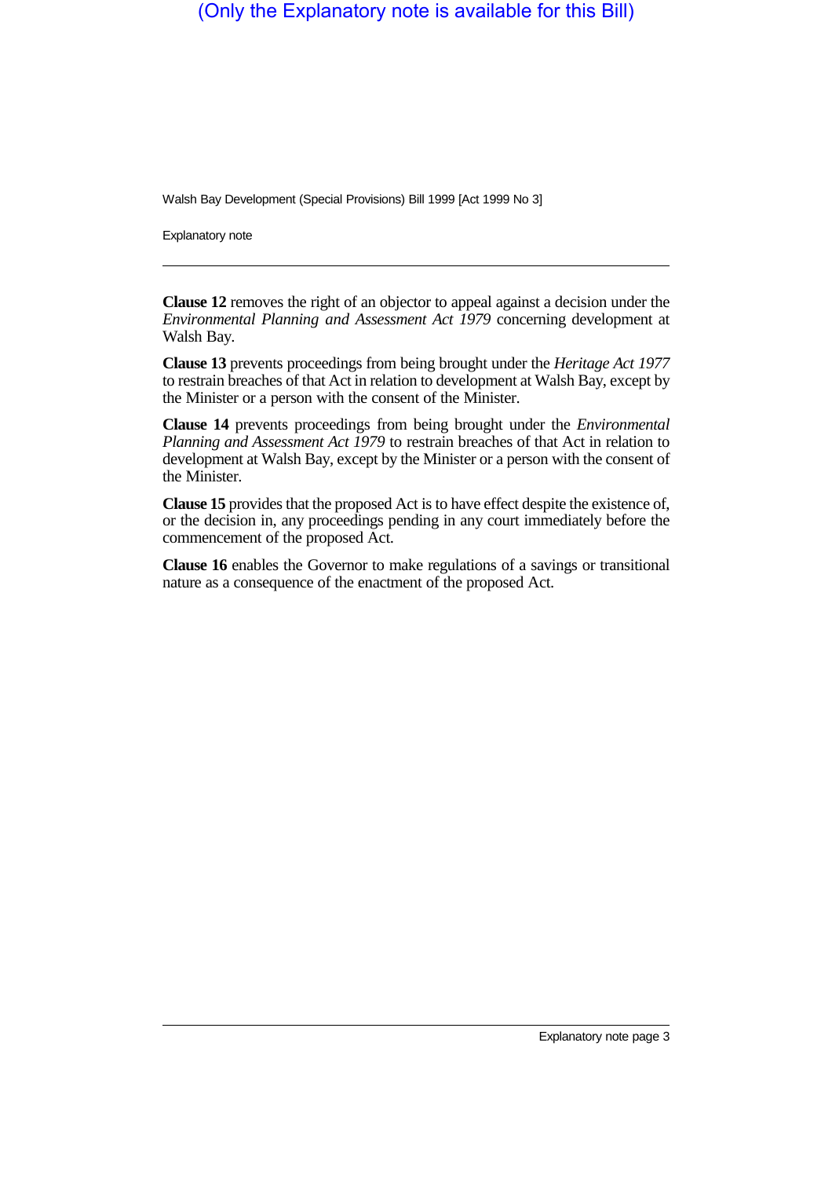**Clause 12** removes the right of an objector to appeal against a decision under the *Environmental Planning and Assessment Act 1979* concerning development at Walsh Bay.

**Clause 13** prevents proceedings from being brought under the *Heritage Act 1977* to restrain breaches of that Act in relation to development at Walsh Bay, except by the Minister or a person with the consent of the Minister.

**Clause 14** prevents proceedings from being brought under the *Environmental Planning and Assessment Act 1979* to restrain breaches of that Act in relation to development at Walsh Bay, except by the Minister or a person with the consent of the Minister.

**Clause 15** provides that the proposed Act is to have effect despite the existence of, or the decision in, any proceedings pending in any court immediately before the commencement of the proposed Act.

**Clause 16** enables the Governor to make regulations of a savings or transitional nature as a consequence of the enactment of the proposed Act.